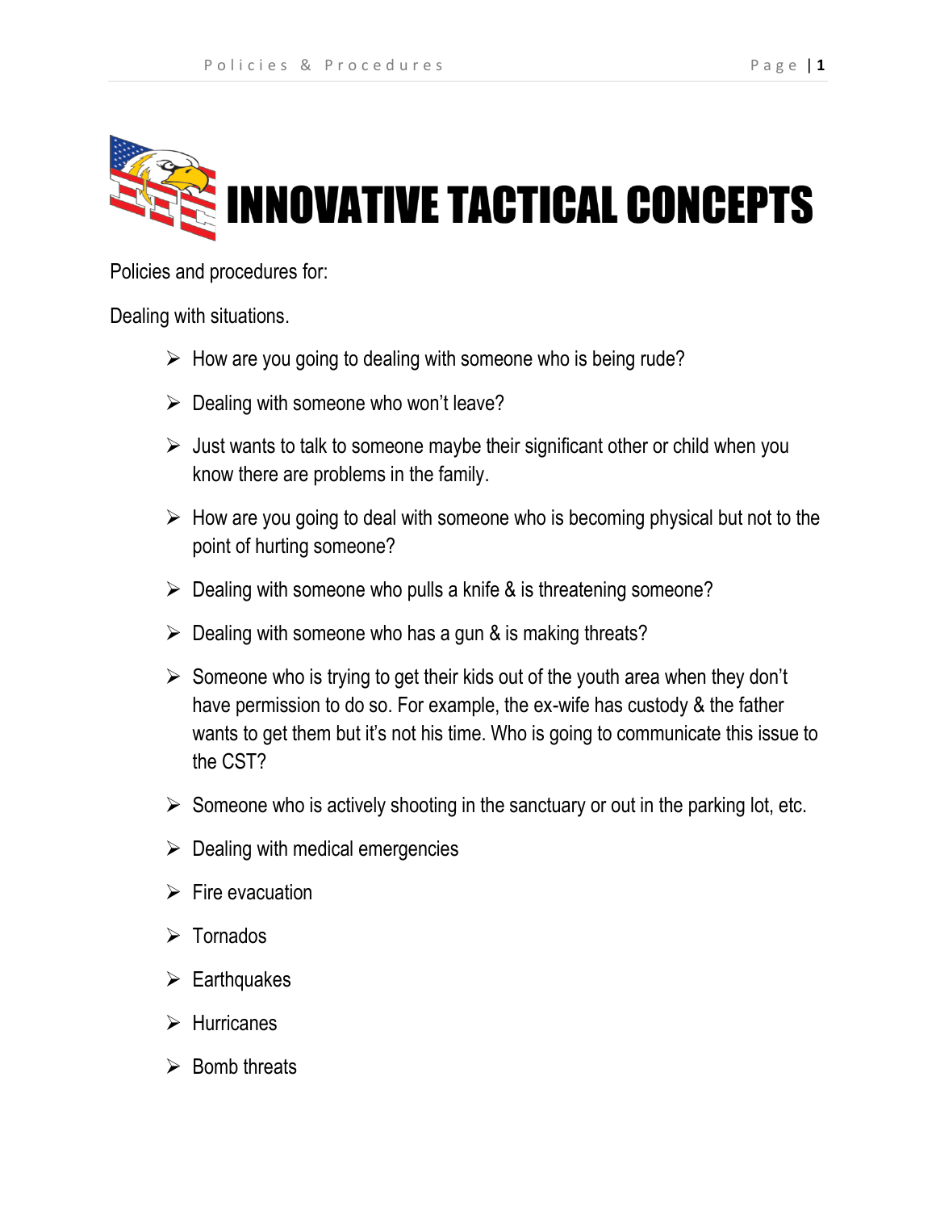# INNOVATIVE TACTICAL CONCEPTS

Policies and procedures for:

Dealing with situations.

- How are you going to dealing with someone who is being rude?
- Dealing with someone who won't leave?
- Just wants to talk to someone maybe their significant other or child when you know there are problems in the family.
- How are you going to deal with someone who is becoming physical but not to the point of hurting someone?
- Dealing with someone who pulls a knife & is threatening someone?
- Dealing with someone who has a gun & is making threats?
- Someone who is trying to get their kids out of the youth area when they don't have permission to do so. For example, the ex-wife has custody & the father wants to get them but it's not his time. Who is going to communicate this issue to the CST?
- Someone who is actively shooting in the sanctuary or out in the parking lot, etc.
- Dealing with medical emergencies
- Fire evacuation
- Tornados
- Earthquakes
- Hurricanes
- Bomb threats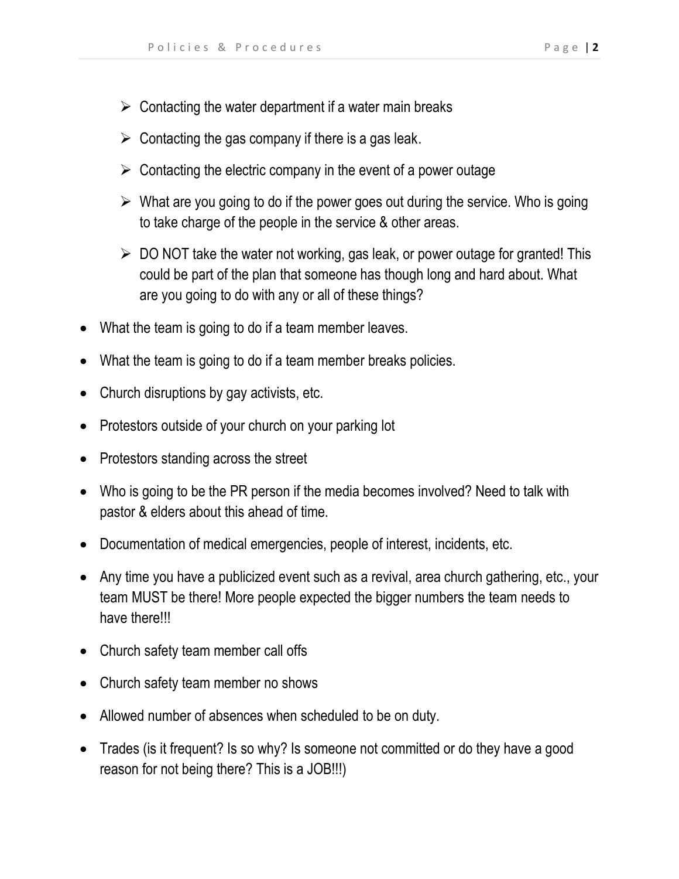- ➢ Contacting the water department if a water main breaks
- ➢ Contacting the gas company if there is a gas leak.
- ➢ Contacting the electric company in the event of a power outage
- ➢ What are you going to do if the power goes out during the service. Who is going to take charge of the people in the service & other areas.
- ➢ DO NOT take the water not working, gas leak, or power outage for granted! This could be part of the plan that someone has though long and hard about. What are you going to do with any or all of these things?

- What the team is going to do if a team member leaves.
- What the team is going to do if a team member breaks policies.
- Church disruptions by gay activists, etc.
- Protestors outside of your church on your parking lot
- Protestors standing across the street
- Who is going to be the PR person if the media becomes involved? Need to talk with pastor & elders about this ahead of time.
- Documentation of medical emergencies, people of interest, incidents, etc.
- Any time you have a publicized event such as a revival, area church gathering, etc., your team MUST be there! More people expected the bigger numbers the team needs to have there!!!
- Church safety team member call offs
- Church safety team member no shows
- Allowed number of absences when scheduled to be on duty.
- Trades (is it frequent? Is so why? Is someone not committed or do they have a good reason for not being there? This is a JOB!!!)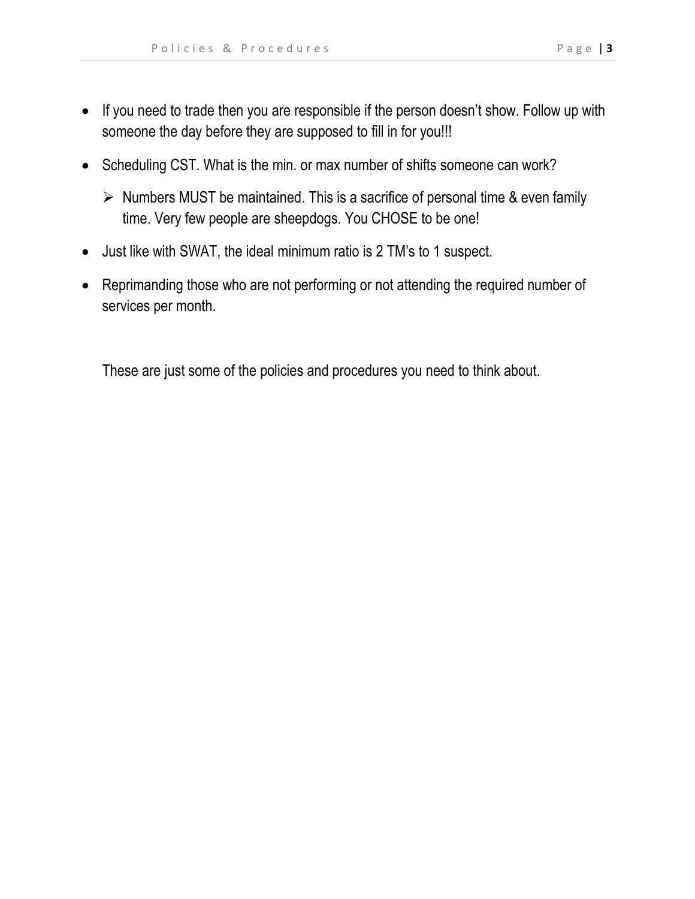- If you need to trade then you are responsible if the person doesn't show. Follow up with someone the day before they are supposed to fill in for you!!!
- Scheduling CST. What is the min. or max number of shifts someone can work?
    - Numbers MUST be maintained. This is a sacrifice of personal time & even family time. Very few people are sheepdogs. You CHOSE to be one!
- Just like with SWAT, the ideal minimum ratio is 2 TM's to 1 suspect.
- Reprimanding those who are not performing or not attending the required number of services per month.

These are just some of the policies and procedures you need to think about.